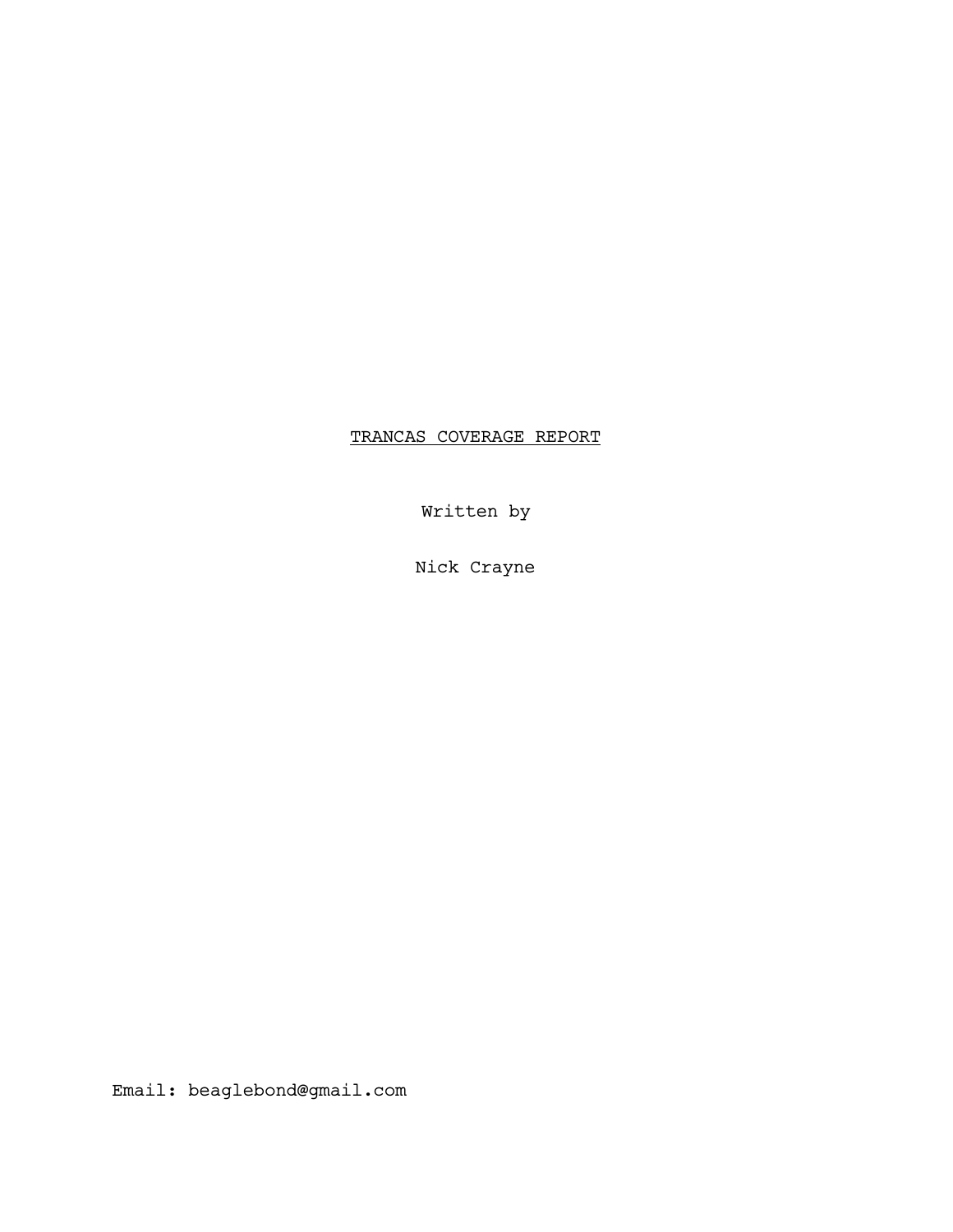# TRANCAS COVERAGE REPORT

Written by

Nick Crayne

Email: beaglebond@gmail.com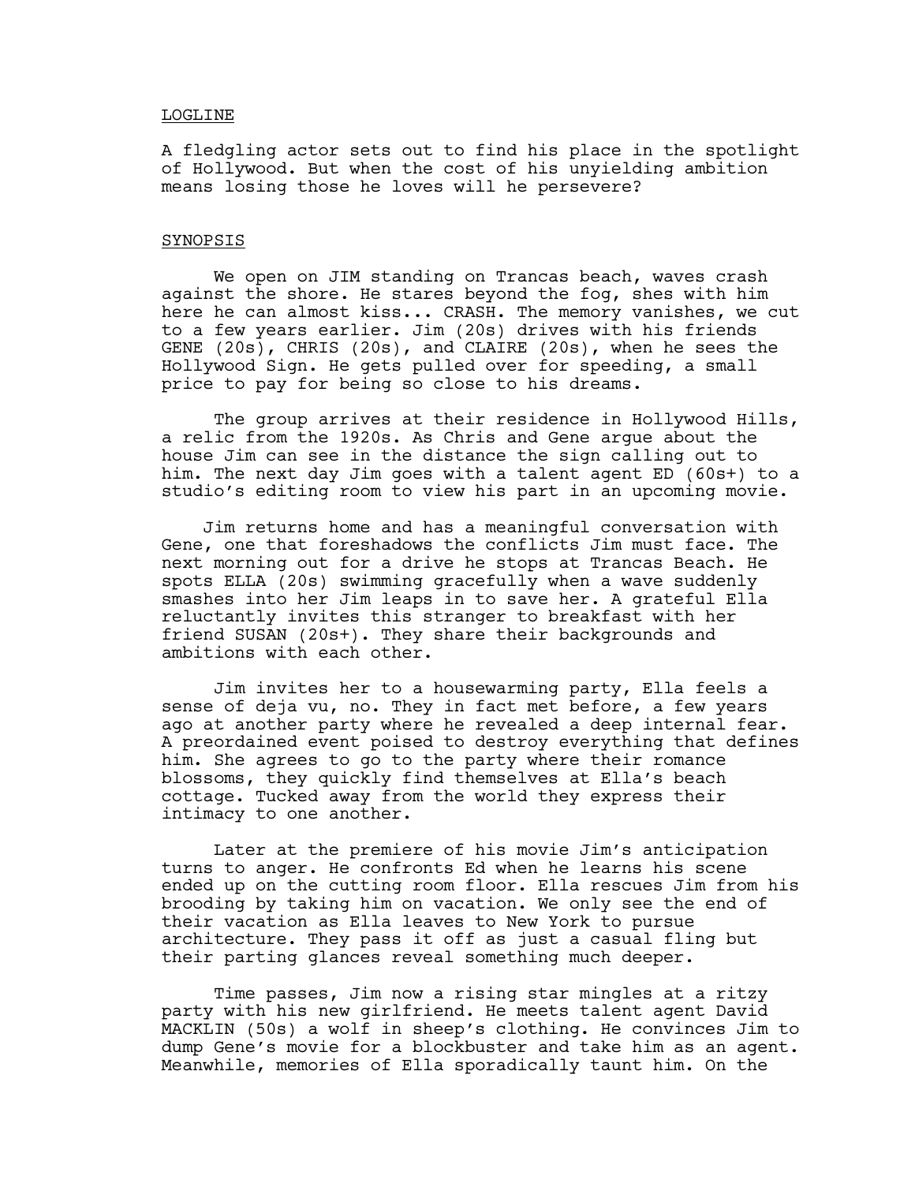LOGLINE

A fledgling actor sets out to find his place in the spotlight of Hollywood. But when the cost of his unyielding ambition means losing those he loves will he persevere?

SYNOPSIS

We open on JIM standing on Trancas beach, waves crash against the shore. He stares beyond the fog, shes with him here he can almost kiss... CRASH. The memory vanishes, we cut to a few years earlier. Jim (20s) drives with his friends GENE (20s), CHRIS (20s), and CLAIRE (20s), when he sees the Hollywood Sign. He gets pulled over for speeding, a small price to pay for being so close to his dreams.

The group arrives at their residence in Hollywood Hills, a relic from the 1920s. As Chris and Gene argue about the house Jim can see in the distance the sign calling out to him. The next day Jim goes with a talent agent ED (60s+) to a studio's editing room to view his part in an upcoming movie.

Jim returns home and has a meaningful conversation with Gene, one that foreshadows the conflicts Jim must face. The next morning out for a drive he stops at Trancas Beach. He spots ELLA (20s) swimming gracefully when a wave suddenly smashes into her Jim leaps in to save her. A grateful Ella reluctantly invites this stranger to breakfast with her friend SUSAN (20s+). They share their backgrounds and ambitions with each other.

Jim invites her to a housewarming party, Ella feels a sense of deja vu, no. They in fact met before, a few years ago at another party where he revealed a deep internal fear. A preordained event poised to destroy everything that defines him. She agrees to go to the party where their romance blossoms, they quickly find themselves at Ella's beach cottage. Tucked away from the world they express their intimacy to one another.

Later at the premiere of his movie Jim's anticipation turns to anger. He confronts Ed when he learns his scene ended up on the cutting room floor. Ella rescues Jim from his brooding by taking him on vacation. We only see the end of their vacation as Ella leaves to New York to pursue architecture. They pass it off as just a casual fling but their parting glances reveal something much deeper.

Time passes, Jim now a rising star mingles at a ritzy party with his new girlfriend. He meets talent agent David MACKLIN (50s) a wolf in sheep's clothing. He convinces Jim to dump Gene's movie for a blockbuster and take him as an agent. Meanwhile, memories of Ella sporadically taunt him. On the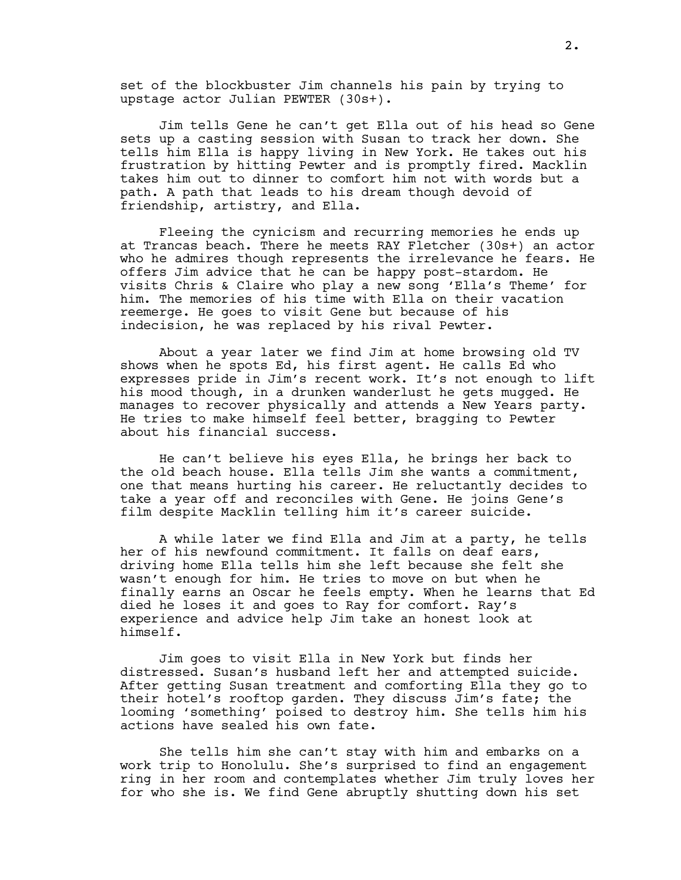set of the blockbuster Jim channels his pain by trying to upstage actor Julian PEWTER (30s+).

Jim tells Gene he can't get Ella out of his head so Gene sets up a casting session with Susan to track her down. She tells him Ella is happy living in New York. He takes out his frustration by hitting Pewter and is promptly fired. Macklin takes him out to dinner to comfort him not with words but a path. A path that leads to his dream though devoid of friendship, artistry, and Ella.

Fleeing the cynicism and recurring memories he ends up at Trancas beach. There he meets RAY Fletcher (30s+) an actor who he admires though represents the irrelevance he fears. He offers Jim advice that he can be happy post-stardom. He visits Chris & Claire who play a new song 'Ella's Theme' for him. The memories of his time with Ella on their vacation reemerge. He goes to visit Gene but because of his indecision, he was replaced by his rival Pewter.

About a year later we find Jim at home browsing old TV shows when he spots Ed, his first agent. He calls Ed who expresses pride in Jim's recent work. It's not enough to lift his mood though, in a drunken wanderlust he gets mugged. He manages to recover physically and attends a New Years party. He tries to make himself feel better, bragging to Pewter about his financial success.

He can't believe his eyes Ella, he brings her back to the old beach house. Ella tells Jim she wants a commitment, one that means hurting his career. He reluctantly decides to take a year off and reconciles with Gene. He joins Gene's film despite Macklin telling him it's career suicide.

A while later we find Ella and Jim at a party, he tells her of his newfound commitment. It falls on deaf ears, driving home Ella tells him she left because she felt she wasn't enough for him. He tries to move on but when he finally earns an Oscar he feels empty. When he learns that Ed died he loses it and goes to Ray for comfort. Ray's experience and advice help Jim take an honest look at himself.

Jim goes to visit Ella in New York but finds her distressed. Susan's husband left her and attempted suicide. After getting Susan treatment and comforting Ella they go to their hotel's rooftop garden. They discuss Jim's fate; the looming 'something' poised to destroy him. She tells him his actions have sealed his own fate.

She tells him she can't stay with him and embarks on a work trip to Honolulu. She's surprised to find an engagement ring in her room and contemplates whether Jim truly loves her for who she is. We find Gene abruptly shutting down his set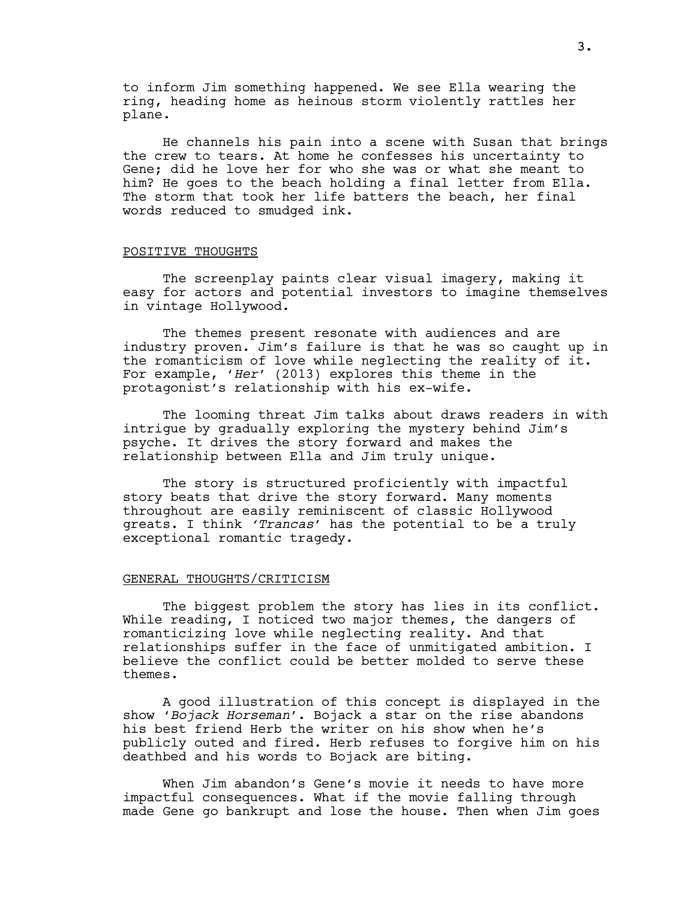to inform Jim something happened. We see Ella wearing the ring, heading home as heinous storm violently rattles her plane.

He channels his pain into a scene with Susan that brings the crew to tears. At home he confesses his uncertainty to Gene; did he love her for who she was or what she meant to him? He goes to the beach holding a final letter from Ella. The storm that took her life batters the beach, her final words reduced to smudged ink.

## POSITIVE THOUGHTS

The screenplay paints clear visual imagery, making it easy for actors and potential investors to imagine themselves in vintage Hollywood.

The themes present resonate with audiences and are industry proven. Jim's failure is that he was so caught up in the romanticism of love while neglecting the reality of it. For example, '*Her*' (2013) explores this theme in the protagonist's relationship with his ex-wife.

The looming threat Jim talks about draws readers in with intrigue by gradually exploring the mystery behind Jim's psyche. It drives the story forward and makes the relationship between Ella and Jim truly unique.

The story is structured proficiently with impactful story beats that drive the story forward. Many moments throughout are easily reminiscent of classic Hollywood greats. I think *'Trancas'* has the potential to be a truly exceptional romantic tragedy.

## GENERAL THOUGHTS/CRITICISM

The biggest problem the story has lies in its conflict. While reading, I noticed two major themes, the dangers of romanticizing love while neglecting reality. And that relationships suffer in the face of unmitigated ambition. I believe the conflict could be better molded to serve these themes.

A good illustration of this concept is displayed in the show '*Bojack Horseman*'. Bojack a star on the rise abandons his best friend Herb the writer on his show when he's publicly outed and fired. Herb refuses to forgive him on his deathbed and his words to Bojack are biting.

When Jim abandon's Gene's movie it needs to have more impactful consequences. What if the movie falling through made Gene go bankrupt and lose the house. Then when Jim goes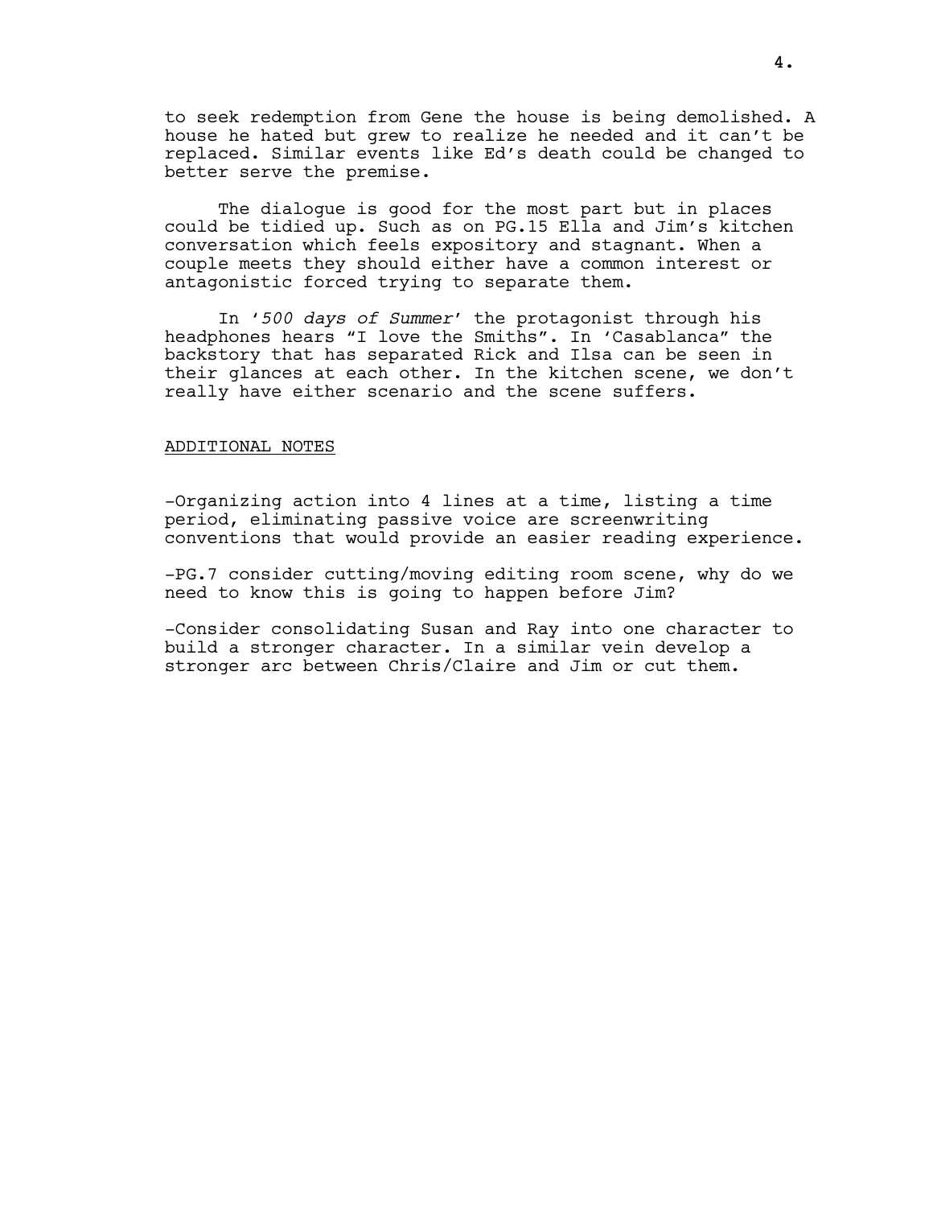to seek redemption from Gene the house is being demolished. A house he hated but grew to realize he needed and it can't be replaced. Similar events like Ed's death could be changed to better serve the premise.

The dialogue is good for the most part but in places could be tidied up. Such as on PG.15 Ella and Jim's kitchen conversation which feels expository and stagnant. When a couple meets they should either have a common interest or antagonistic forced trying to separate them.

In '*500 days of Summer*' the protagonist through his headphones hears "I love the Smiths". In 'Casablanca" the backstory that has separated Rick and Ilsa can be seen in their glances at each other. In the kitchen scene, we don't really have either scenario and the scene suffers.

ADDITIONAL NOTES

-Organizing action into 4 lines at a time, listing a time period, eliminating passive voice are screenwriting conventions that would provide an easier reading experience.

-PG.7 consider cutting/moving editing room scene, why do we need to know this is going to happen before Jim?

-Consider consolidating Susan and Ray into one character to build a stronger character. In a similar vein develop a stronger arc between Chris/Claire and Jim or cut them.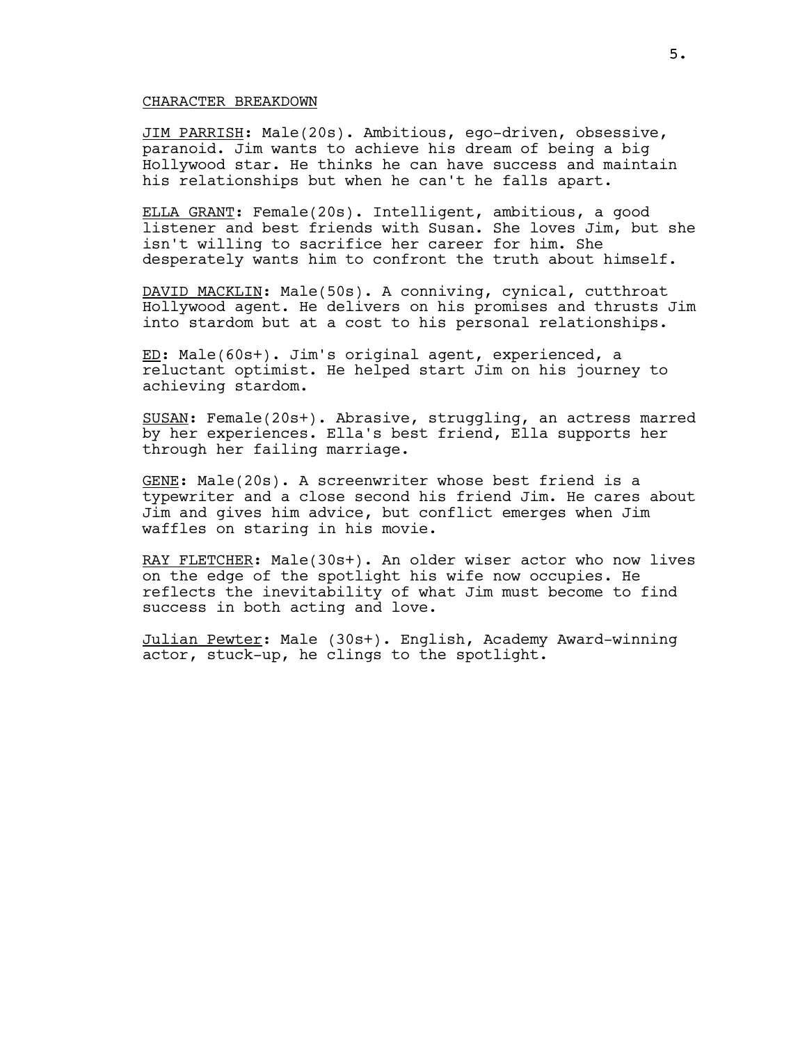CHARACTER BREAKDOWN

JIM PARRISH: Male(20s). Ambitious, ego-driven, obsessive, paranoid. Jim wants to achieve his dream of being a big Hollywood star. He thinks he can have success and maintain his relationships but when he can't he falls apart.

ELLA GRANT: Female(20s). Intelligent, ambitious, a good listener and best friends with Susan. She loves Jim, but she isn't willing to sacrifice her career for him. She desperately wants him to confront the truth about himself.

DAVID MACKLIN: Male(50s). A conniving, cynical, cutthroat Hollywood agent. He delivers on his promises and thrusts Jim into stardom but at a cost to his personal relationships.

ED: Male(60s+). Jim's original agent, experienced, a reluctant optimist. He helped start Jim on his journey to achieving stardom.

SUSAN: Female(20s+). Abrasive, struggling, an actress marred by her experiences. Ella's best friend, Ella supports her through her failing marriage.

GENE: Male(20s). A screenwriter whose best friend is a typewriter and a close second his friend Jim. He cares about Jim and gives him advice, but conflict emerges when Jim waffles on staring in his movie.

RAY FLETCHER: Male(30s+). An older wiser actor who now lives on the edge of the spotlight his wife now occupies. He reflects the inevitability of what Jim must become to find success in both acting and love.

Julian Pewter: Male (30s+). English, Academy Award-winning actor, stuck-up, he clings to the spotlight.